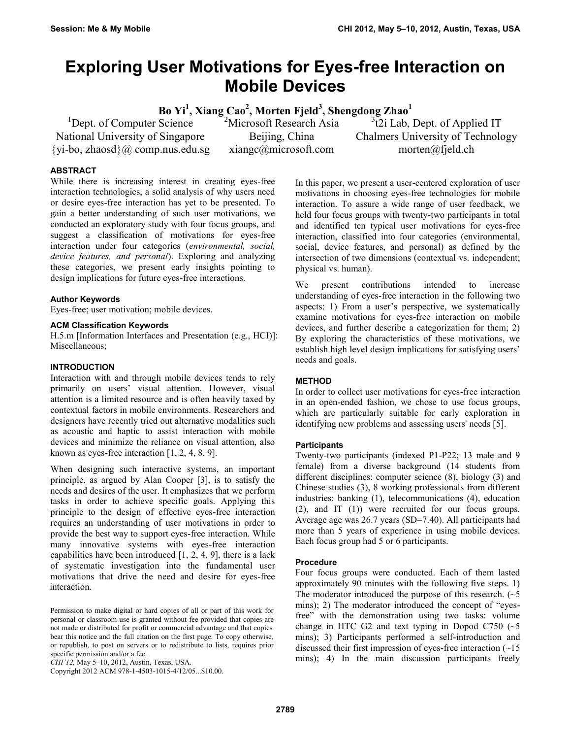# Exploring User Motivations for Eyes-free Interaction on Mobile Devices

**Bo Yi[1], Xiang Cao[2], Morten Fjeld[3], Shengdong Zhao[1]**

[1]Dept. of Computer Science
National University of Singapore
{yi-bo, zhaosd}@ comp.nus.edu.sg

[2]Microsoft Research Asia
Beijing, China
xiangc@microsoft.com

[3]t2i Lab, Dept. of Applied IT
Chalmers University of Technology
morten@fjeld.ch

## ABSTRACT

While there is increasing interest in creating eyes-free interaction technologies, a solid analysis of why users need or desire eyes-free interaction has yet to be presented. To gain a better understanding of such user motivations, we conducted an exploratory study with four focus groups, and suggest a classification of motivations for eyes-free interaction under four categories (*environmental, social, device features, and personal*). Exploring and analyzing these categories, we present early insights pointing to design implications for future eyes-free interactions.

### Author Keywords

Eyes-free; user motivation; mobile devices.

### ACM Classification Keywords

H.5.m [Information Interfaces and Presentation (e.g., HCI)]: Miscellaneous;

## INTRODUCTION

Interaction with and through mobile devices tends to rely primarily on users' visual attention. However, visual attention is a limited resource and is often heavily taxed by contextual factors in mobile environments. Researchers and designers have recently tried out alternative modalities such as acoustic and haptic to assist interaction with mobile devices and minimize the reliance on visual attention, also known as eyes-free interaction [1, 2, 4, 8, 9].

When designing such interactive systems, an important principle, as argued by Alan Cooper [3], is to satisfy the needs and desires of the user. It emphasizes that we perform tasks in order to achieve specific goals. Applying this principle to the design of effective eyes-free interaction requires an understanding of user motivations in order to provide the best way to support eyes-free interaction. While many innovative systems with eyes-free interaction capabilities have been introduced [1, 2, 4, 9], there is a lack of systematic investigation into the fundamental user motivations that drive the need and desire for eyes-free interaction.

Permission to make digital or hard copies of all or part of this work for personal or classroom use is granted without fee provided that copies are not made or distributed for profit or commercial advantage and that copies bear this notice and the full citation on the first page. To copy otherwise, or republish, to post on servers or to redistribute to lists, requires prior specific permission and/or a fee.
*CHI'12,* May 5–10, 2012, Austin, Texas, USA.
Copyright 2012 ACM 978-1-4503-1015-4/12/05...$10.00.

In this paper, we present a user-centered exploration of user motivations in choosing eyes-free technologies for mobile interaction. To assure a wide range of user feedback, we held four focus groups with twenty-two participants in total and identified ten typical user motivations for eyes-free interaction, classified into four categories (environmental, social, device features, and personal) as defined by the intersection of two dimensions (contextual vs. independent; physical vs. human).

We present contributions intended to increase understanding of eyes-free interaction in the following two aspects: 1) From a user's perspective, we systematically examine motivations for eyes-free interaction on mobile devices, and further describe a categorization for them; 2) By exploring the characteristics of these motivations, we establish high level design implications for satisfying users' needs and goals.

## METHOD

In order to collect user motivations for eyes-free interaction in an open-ended fashion, we chose to use focus groups, which are particularly suitable for early exploration in identifying new problems and assessing users' needs [5].

### Participants

Twenty-two participants (indexed P1-P22; 13 male and 9 female) from a diverse background (14 students from different disciplines: computer science (8), biology (3) and Chinese studies (3), 8 working professionals from different industries: banking (1), telecommunications (4), education (2), and IT (1)) were recruited for our focus groups. Average age was 26.7 years (SD=7.40). All participants had more than 5 years of experience in using mobile devices. Each focus group had 5 or 6 participants.

### Procedure

Four focus groups were conducted. Each of them lasted approximately 90 minutes with the following five steps. 1) The moderator introduced the purpose of this research. (~5 mins); 2) The moderator introduced the concept of "eyes-free" with the demonstration using two tasks: volume change in HTC G2 and text typing in Dopod C750 (~5 mins); 3) Participants performed a self-introduction and discussed their first impression of eyes-free interaction (~15 mins); 4) In the main discussion participants freely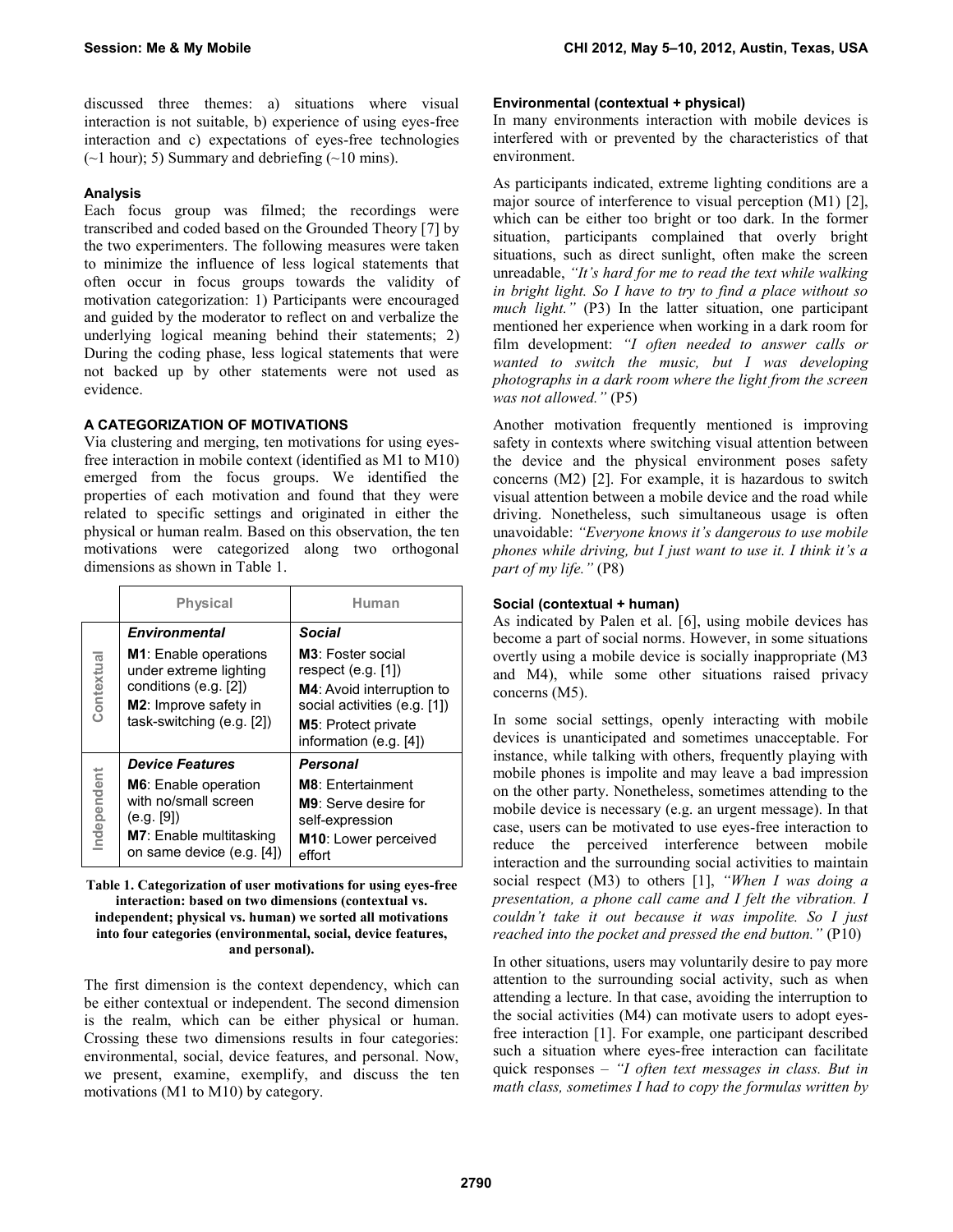discussed three themes: a) situations where visual interaction is not suitable, b) experience of using eyes-free interaction and c) expectations of eyes-free technologies (~1 hour); 5) Summary and debriefing (~10 mins).

### Analysis

Each focus group was filmed; the recordings were transcribed and coded based on the Grounded Theory [7] by the two experimenters. The following measures were taken to minimize the influence of less logical statements that often occur in focus groups towards the validity of motivation categorization: 1) Participants were encouraged and guided by the moderator to reflect on and verbalize the underlying logical meaning behind their statements; 2) During the coding phase, less logical statements that were not backed up by other statements were not used as evidence.

## A CATEGORIZATION OF MOTIVATIONS

Via clustering and merging, ten motivations for using eyes-free interaction in mobile context (identified as M1 to M10) emerged from the focus groups. We identified the properties of each motivation and found that they were related to specific settings and originated in either the physical or human realm. Based on this observation, the ten motivations were categorized along two orthogonal dimensions as shown in Table 1.

| | Physical | Human |
|---|---|---|
| Contextual | ***Environmental*** <br> **M1**: Enable operations under extreme lighting conditions (e.g. [2]) <br> **M2**: Improve safety in task-switching (e.g. [2]) | ***Social*** <br> **M3**: Foster social respect (e.g. [1]) <br> **M4**: Avoid interruption to social activities (e.g. [1]) <br> **M5**: Protect private information (e.g. [4]) |
| Independent | ***Device Features*** <br> **M6**: Enable operation with no/small screen (e.g. [9]) <br> **M7**: Enable multitasking on same device (e.g. [4]) | ***Personal*** <br> **M8**: Entertainment <br> **M9**: Serve desire for self-expression <br> **M10**: Lower perceived effort |

**Table 1. Categorization of user motivations for using eyes-free interaction: based on two dimensions (contextual vs. independent; physical vs. human) we sorted all motivations into four categories (environmental, social, device features, and personal).**

The first dimension is the context dependency, which can be either contextual or independent. The second dimension is the realm, which can be either physical or human. Crossing these two dimensions results in four categories: environmental, social, device features, and personal. Now, we present, examine, exemplify, and discuss the ten motivations (M1 to M10) by category.

### Environmental (contextual + physical)

In many environments interaction with mobile devices is interfered with or prevented by the characteristics of that environment.

As participants indicated, extreme lighting conditions are a major source of interference to visual perception (M1) [2], which can be either too bright or too dark. In the former situation, participants complained that overly bright situations, such as direct sunlight, often make the screen unreadable, *"It's hard for me to read the text while walking in bright light. So I have to try to find a place without so much light."* (P3) In the latter situation, one participant mentioned her experience when working in a dark room for film development: *"I often needed to answer calls or wanted to switch the music, but I was developing photographs in a dark room where the light from the screen was not allowed."* (P5)

Another motivation frequently mentioned is improving safety in contexts where switching visual attention between the device and the physical environment poses safety concerns (M2) [2]. For example, it is hazardous to switch visual attention between a mobile device and the road while driving. Nonetheless, such simultaneous usage is often unavoidable: *"Everyone knows it's dangerous to use mobile phones while driving, but I just want to use it. I think it's a part of my life."* (P8)

### Social (contextual + human)

As indicated by Palen et al. [6], using mobile devices has become a part of social norms. However, in some situations overtly using a mobile device is socially inappropriate (M3 and M4), while some other situations raised privacy concerns (M5).

In some social settings, openly interacting with mobile devices is unanticipated and sometimes unacceptable. For instance, while talking with others, frequently playing with mobile phones is impolite and may leave a bad impression on the other party. Nonetheless, sometimes attending to the mobile device is necessary (e.g. an urgent message). In that case, users can be motivated to use eyes-free interaction to reduce the perceived interference between mobile interaction and the surrounding social activities to maintain social respect (M3) to others [1], *"When I was doing a presentation, a phone call came and I felt the vibration. I couldn't take it out because it was impolite. So I just reached into the pocket and pressed the end button."* (P10)

In other situations, users may voluntarily desire to pay more attention to the surrounding social activity, such as when attending a lecture. In that case, avoiding the interruption to the social activities (M4) can motivate users to adopt eyes-free interaction [1]. For example, one participant described such a situation where eyes-free interaction can facilitate quick responses – *"I often text messages in class. But in math class, sometimes I had to copy the formulas written by*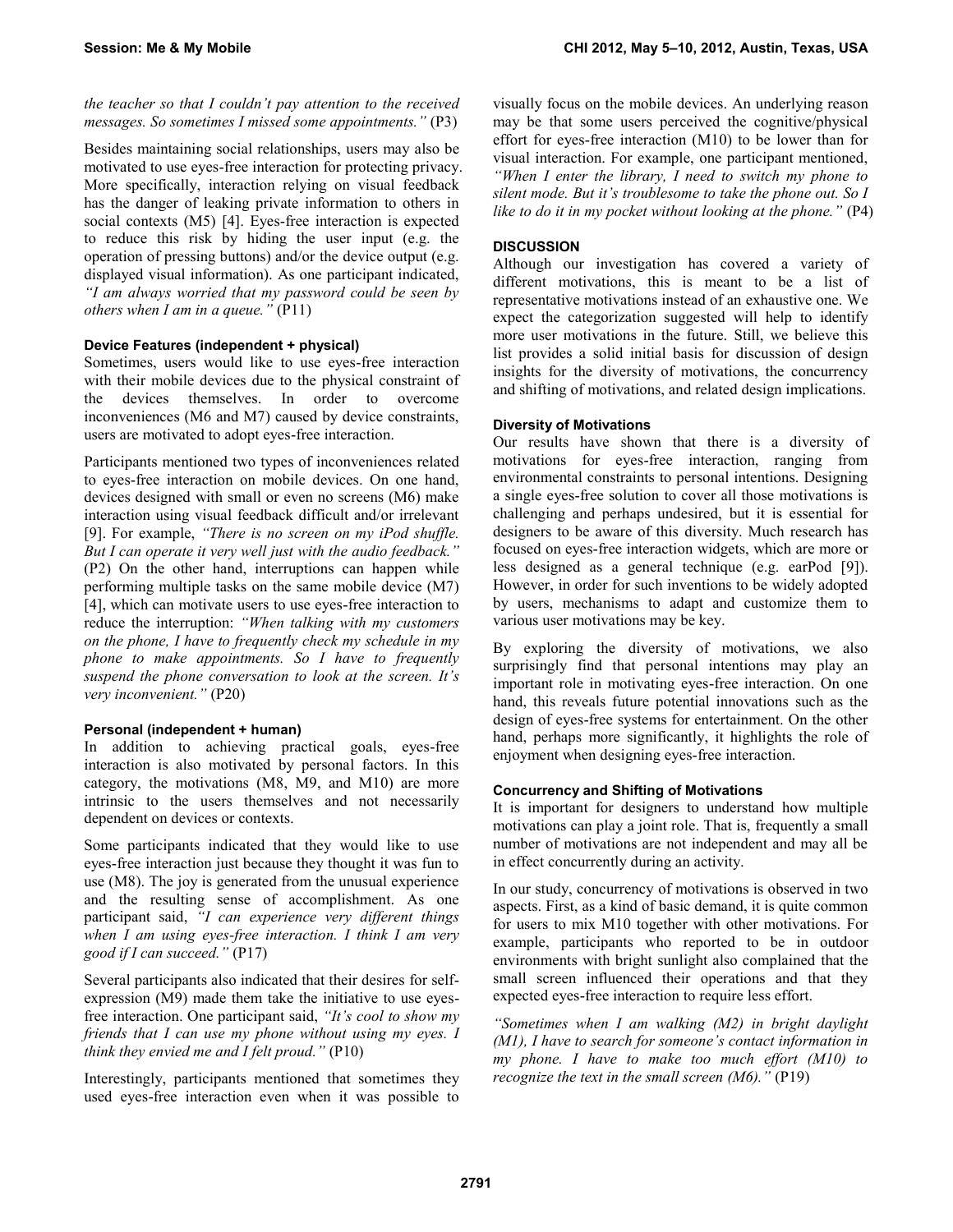*the teacher so that I couldn't pay attention to the received messages. So sometimes I missed some appointments."* (P3)

Besides maintaining social relationships, users may also be motivated to use eyes-free interaction for protecting privacy. More specifically, interaction relying on visual feedback has the danger of leaking private information to others in social contexts (M5) [4]. Eyes-free interaction is expected to reduce this risk by hiding the user input (e.g. the operation of pressing buttons) and/or the device output (e.g. displayed visual information). As one participant indicated, *"I am always worried that my password could be seen by others when I am in a queue."* (P11)

#### Device Features (independent + physical)

Sometimes, users would like to use eyes-free interaction with their mobile devices due to the physical constraint of the devices themselves. In order to overcome inconveniences (M6 and M7) caused by device constraints, users are motivated to adopt eyes-free interaction.

Participants mentioned two types of inconveniences related to eyes-free interaction on mobile devices. On one hand, devices designed with small or even no screens (M6) make interaction using visual feedback difficult and/or irrelevant [9]. For example, *"There is no screen on my iPod shuffle. But I can operate it very well just with the audio feedback."* (P2) On the other hand, interruptions can happen while performing multiple tasks on the same mobile device (M7) [4], which can motivate users to use eyes-free interaction to reduce the interruption: *"When talking with my customers on the phone, I have to frequently check my schedule in my phone to make appointments. So I have to frequently suspend the phone conversation to look at the screen. It's very inconvenient."* (P20)

#### Personal (independent + human)

In addition to achieving practical goals, eyes-free interaction is also motivated by personal factors. In this category, the motivations (M8, M9, and M10) are more intrinsic to the users themselves and not necessarily dependent on devices or contexts.

Some participants indicated that they would like to use eyes-free interaction just because they thought it was fun to use (M8). The joy is generated from the unusual experience and the resulting sense of accomplishment. As one participant said, *"I can experience very different things when I am using eyes-free interaction. I think I am very good if I can succeed."* (P17)

Several participants also indicated that their desires for self-expression (M9) made them take the initiative to use eyes-free interaction. One participant said, *"It's cool to show my friends that I can use my phone without using my eyes. I think they envied me and I felt proud."* (P10)

Interestingly, participants mentioned that sometimes they used eyes-free interaction even when it was possible to visually focus on the mobile devices. An underlying reason may be that some users perceived the cognitive/physical effort for eyes-free interaction (M10) to be lower than for visual interaction. For example, one participant mentioned, *"When I enter the library, I need to switch my phone to silent mode. But it's troublesome to take the phone out. So I like to do it in my pocket without looking at the phone."* (P4)

### DISCUSSION

Although our investigation has covered a variety of different motivations, this is meant to be a list of representative motivations instead of an exhaustive one. We expect the categorization suggested will help to identify more user motivations in the future. Still, we believe this list provides a solid initial basis for discussion of design insights for the diversity of motivations, the concurrency and shifting of motivations, and related design implications.

#### Diversity of Motivations

Our results have shown that there is a diversity of motivations for eyes-free interaction, ranging from environmental constraints to personal intentions. Designing a single eyes-free solution to cover all those motivations is challenging and perhaps undesired, but it is essential for designers to be aware of this diversity. Much research has focused on eyes-free interaction widgets, which are more or less designed as a general technique (e.g. earPod [9]). However, in order for such inventions to be widely adopted by users, mechanisms to adapt and customize them to various user motivations may be key.

By exploring the diversity of motivations, we also surprisingly find that personal intentions may play an important role in motivating eyes-free interaction. On one hand, this reveals future potential innovations such as the design of eyes-free systems for entertainment. On the other hand, perhaps more significantly, it highlights the role of enjoyment when designing eyes-free interaction.

#### Concurrency and Shifting of Motivations

It is important for designers to understand how multiple motivations can play a joint role. That is, frequently a small number of motivations are not independent and may all be in effect concurrently during an activity.

In our study, concurrency of motivations is observed in two aspects. First, as a kind of basic demand, it is quite common for users to mix M10 together with other motivations. For example, participants who reported to be in outdoor environments with bright sunlight also complained that the small screen influenced their operations and that they expected eyes-free interaction to require less effort.

*"Sometimes when I am walking (M2) in bright daylight (M1), I have to search for someone's contact information in my phone. I have to make too much effort (M10) to recognize the text in the small screen (M6)."* (P19)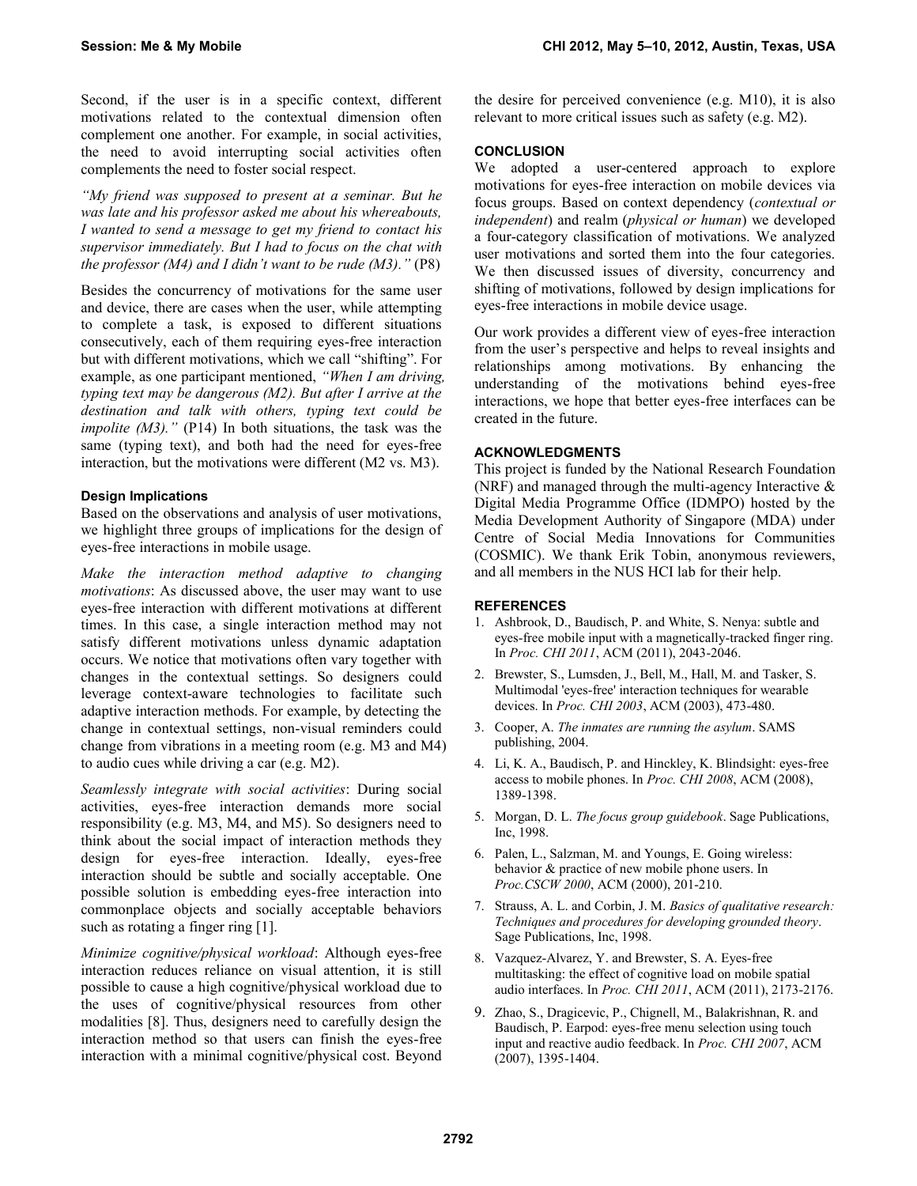Second, if the user is in a specific context, different motivations related to the contextual dimension often complement one another. For example, in social activities, the need to avoid interrupting social activities often complements the need to foster social respect.

*"My friend was supposed to present at a seminar. But he was late and his professor asked me about his whereabouts, I wanted to send a message to get my friend to contact his supervisor immediately. But I had to focus on the chat with the professor (M4) and I didn't want to be rude (M3)."* (P8)

Besides the concurrency of motivations for the same user and device, there are cases when the user, while attempting to complete a task, is exposed to different situations consecutively, each of them requiring eyes-free interaction but with different motivations, which we call "shifting". For example, as one participant mentioned, *"When I am driving, typing text may be dangerous (M2). But after I arrive at the destination and talk with others, typing text could be impolite (M3)."* (P14) In both situations, the task was the same (typing text), and both had the need for eyes-free interaction, but the motivations were different (M2 vs. M3).

### Design Implications

Based on the observations and analysis of user motivations, we highlight three groups of implications for the design of eyes-free interactions in mobile usage.

*Make the interaction method adaptive to changing motivations*: As discussed above, the user may want to use eyes-free interaction with different motivations at different times. In this case, a single interaction method may not satisfy different motivations unless dynamic adaptation occurs. We notice that motivations often vary together with changes in the contextual settings. So designers could leverage context-aware technologies to facilitate such adaptive interaction methods. For example, by detecting the change in contextual settings, non-visual reminders could change from vibrations in a meeting room (e.g. M3 and M4) to audio cues while driving a car (e.g. M2).

*Seamlessly integrate with social activities*: During social activities, eyes-free interaction demands more social responsibility (e.g. M3, M4, and M5). So designers need to think about the social impact of interaction methods they design for eyes-free interaction. Ideally, eyes-free interaction should be subtle and socially acceptable. One possible solution is embedding eyes-free interaction into commonplace objects and socially acceptable behaviors such as rotating a finger ring [1].

*Minimize cognitive/physical workload*: Although eyes-free interaction reduces reliance on visual attention, it is still possible to cause a high cognitive/physical workload due to the uses of cognitive/physical resources from other modalities [8]. Thus, designers need to carefully design the interaction method so that users can finish the eyes-free interaction with a minimal cognitive/physical cost. Beyond the desire for perceived convenience (e.g. M10), it is also relevant to more critical issues such as safety (e.g. M2).

## CONCLUSION

We adopted a user-centered approach to explore motivations for eyes-free interaction on mobile devices via focus groups. Based on context dependency (*contextual or independent*) and realm (*physical or human*) we developed a four-category classification of motivations. We analyzed user motivations and sorted them into the four categories. We then discussed issues of diversity, concurrency and shifting of motivations, followed by design implications for eyes-free interactions in mobile device usage.

Our work provides a different view of eyes-free interaction from the user's perspective and helps to reveal insights and relationships among motivations. By enhancing the understanding of the motivations behind eyes-free interactions, we hope that better eyes-free interfaces can be created in the future.

## ACKNOWLEDGMENTS

This project is funded by the National Research Foundation (NRF) and managed through the multi-agency Interactive & Digital Media Programme Office (IDMPO) hosted by the Media Development Authority of Singapore (MDA) under Centre of Social Media Innovations for Communities (COSMIC). We thank Erik Tobin, anonymous reviewers, and all members in the NUS HCI lab for their help.

## REFERENCES

1. Ashbrook, D., Baudisch, P. and White, S. Nenya: subtle and eyes-free mobile input with a magnetically-tracked finger ring. In *Proc. CHI 2011*, ACM (2011), 2043-2046.
2. Brewster, S., Lumsden, J., Bell, M., Hall, M. and Tasker, S. Multimodal 'eyes-free' interaction techniques for wearable devices. In *Proc. CHI 2003*, ACM (2003), 473-480.
3. Cooper, A. *The inmates are running the asylum*. SAMS publishing, 2004.
4. Li, K. A., Baudisch, P. and Hinckley, K. Blindsight: eyes-free access to mobile phones. In *Proc. CHI 2008*, ACM (2008), 1389-1398.
5. Morgan, D. L. *The focus group guidebook*. Sage Publications, Inc, 1998.
6. Palen, L., Salzman, M. and Youngs, E. Going wireless: behavior & practice of new mobile phone users. In *Proc.CSCW 2000*, ACM (2000), 201-210.
7. Strauss, A. L. and Corbin, J. M. *Basics of qualitative research: Techniques and procedures for developing grounded theory*. Sage Publications, Inc, 1998.
8. Vazquez-Alvarez, Y. and Brewster, S. A. Eyes-free multitasking: the effect of cognitive load on mobile spatial audio interfaces. In *Proc. CHI 2011*, ACM (2011), 2173-2176.
9. Zhao, S., Dragicevic, P., Chignell, M., Balakrishnan, R. and Baudisch, P. Earpod: eyes-free menu selection using touch input and reactive audio feedback. In *Proc. CHI 2007*, ACM (2007), 1395-1404.